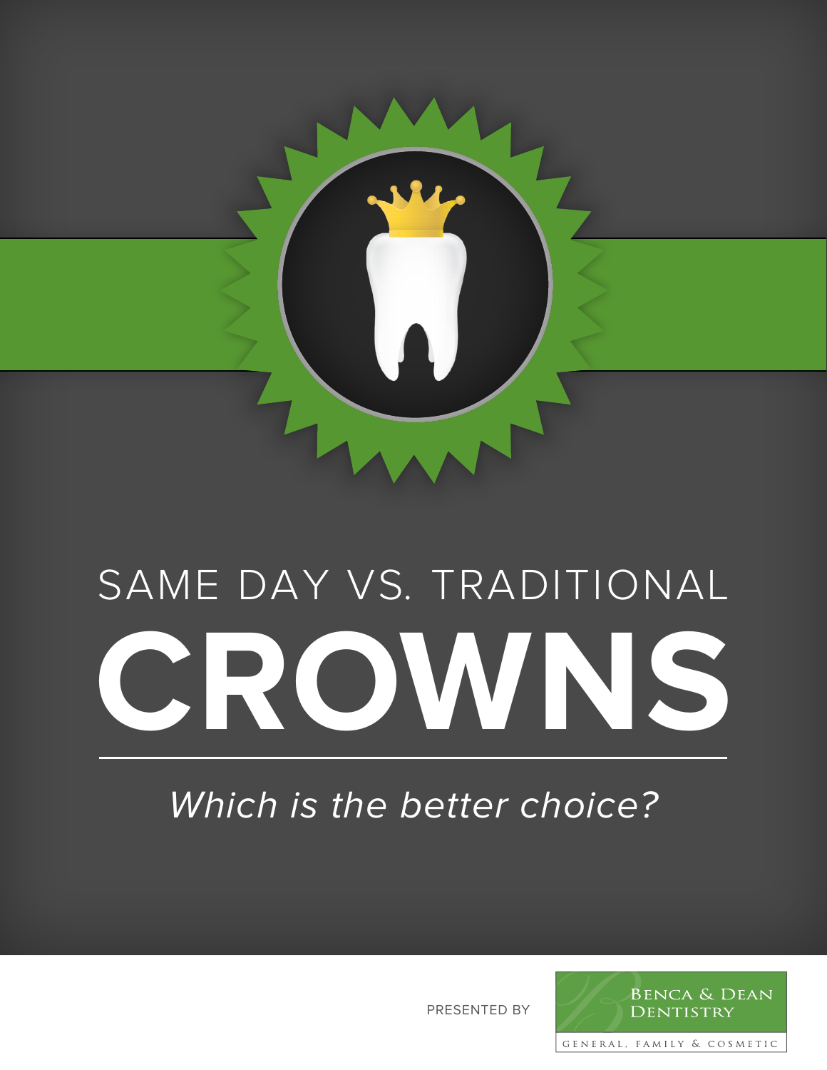# SAME DAY VS. TRADITIONAL CROWNS

*Which is the better choice?*

PRESENTED BY

BENCA & DEAN DENTISTRY

GENERAL, FAMILY & COSMETIC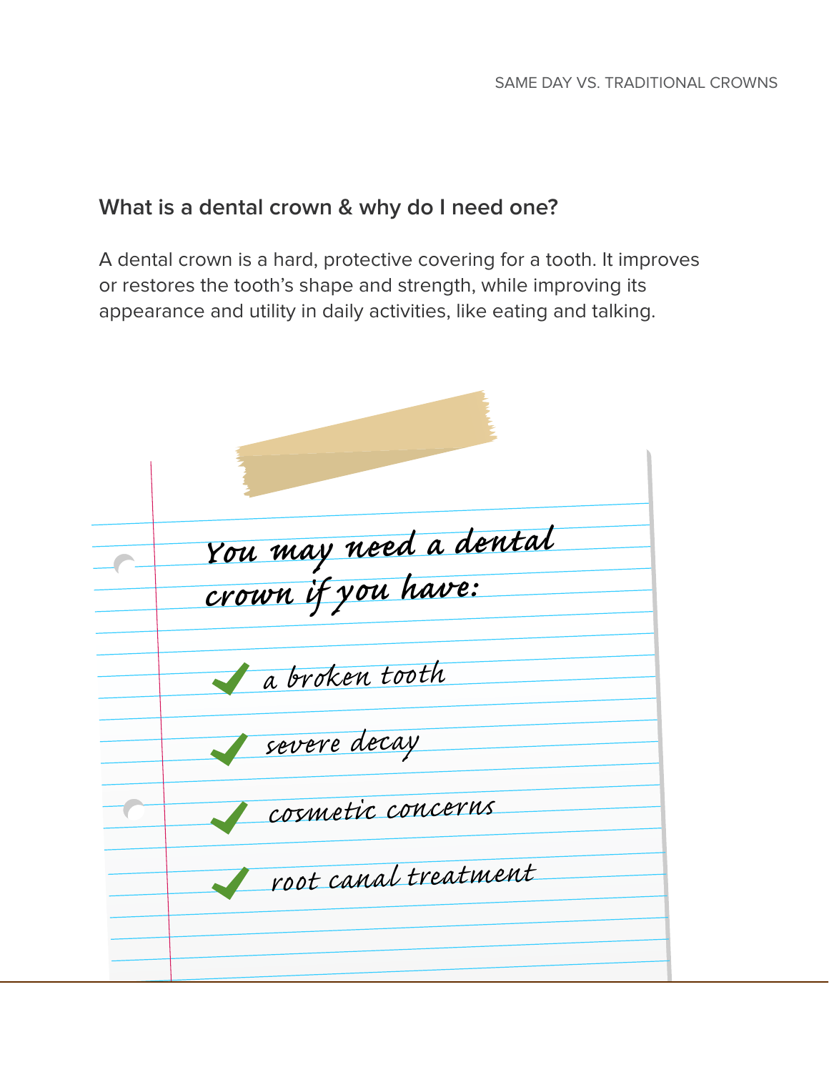## What is a dental crown & why do I need one?

A dental crown is a hard, protective covering for a tooth. It improves or restores the tooth's shape and strength, while improving its appearance and utility in daily activities, like eating and talking.

**You may need a dental crown if you have:**

- ✔ a broken tooth
- ✔ severe decay
- ✔ cosmetic concerns
- ✔ root canal treatment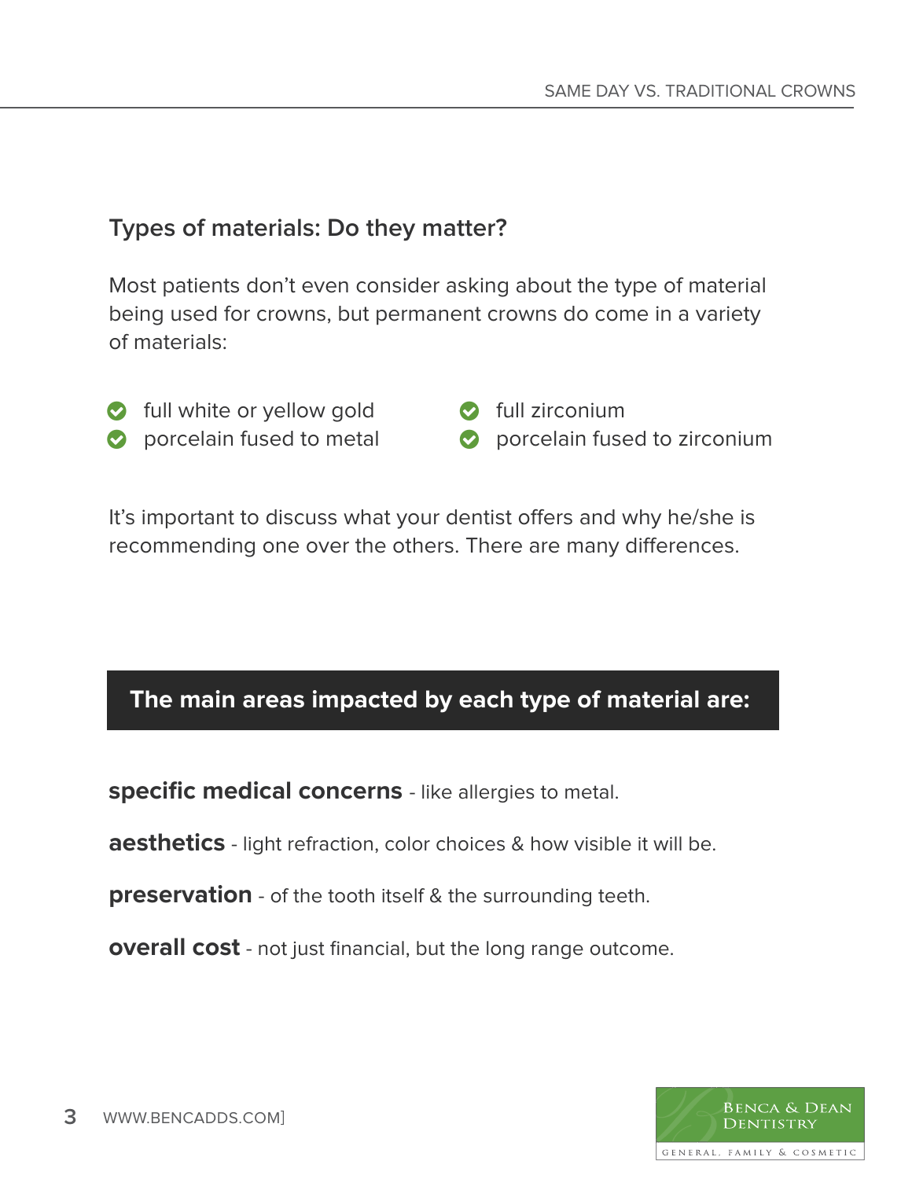## Types of materials: Do they matter?

Most patients don't even consider asking about the type of material being used for crowns, but permanent crowns do come in a variety of materials:

- full white or yellow gold
- porcelain fused to metal
- full zirconium
- porcelain fused to zirconium

It's important to discuss what your dentist offers and why he/she is recommending one over the others. There are many differences.

### The main areas impacted by each type of material are:

**specific medical concerns** - like allergies to metal.

**aesthetics** - light refraction, color choices & how visible it will be.

**preservation** - of the tooth itself & the surrounding teeth.

**overall cost** - not just financial, but the long range outcome.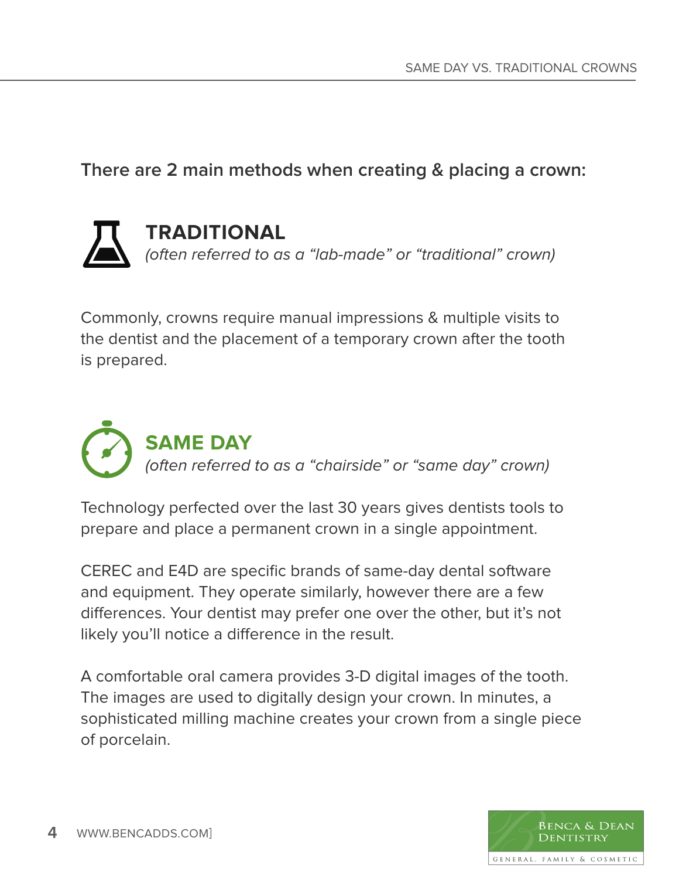**There are 2 main methods when creating & placing a crown:**

## TRADITIONAL

*(often referred to as a “lab-made” or “traditional” crown)*

Commonly, crowns require manual impressions & multiple visits to the dentist and the placement of a temporary crown after the tooth is prepared.

## SAME DAY

*(often referred to as a “chairside” or “same day” crown)*

Technology perfected over the last 30 years gives dentists tools to prepare and place a permanent crown in a single appointment.

CEREC and E4D are specific brands of same-day dental software and equipment. They operate similarly, however there are a few differences. Your dentist may prefer one over the other, but it’s not likely you’ll notice a difference in the result.

A comfortable oral camera provides 3-D digital images of the tooth. The images are used to digitally design your crown. In minutes, a sophisticated milling machine creates your crown from a single piece of porcelain.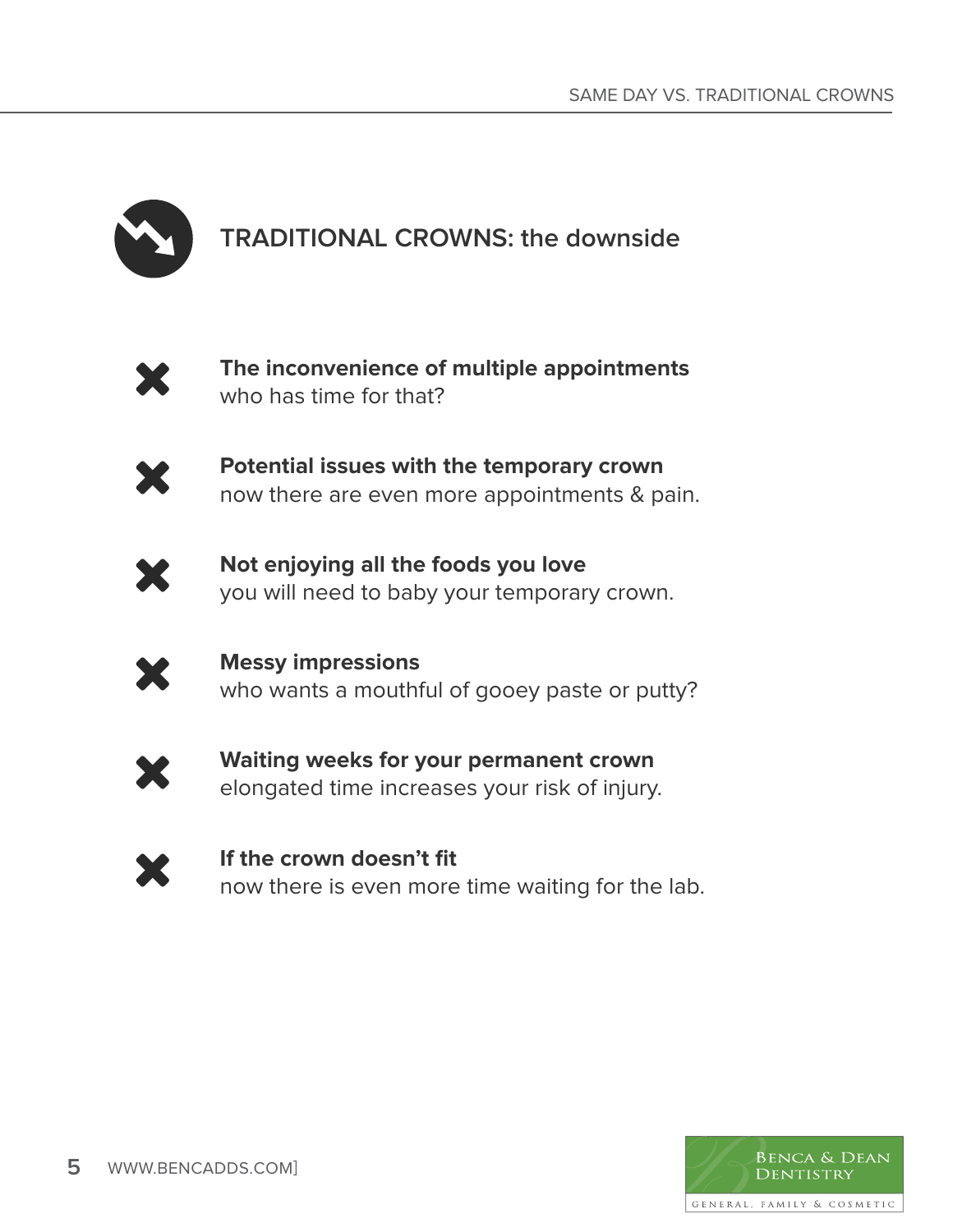## TRADITIONAL CROWNS: the downside

- **The inconvenience of multiple appointments**
  who has time for that?

- **Potential issues with the temporary crown**
  now there are even more appointments & pain.

- **Not enjoying all the foods you love**
  you will need to baby your temporary crown.

- **Messy impressions**
  who wants a mouthful of gooey paste or putty?

- **Waiting weeks for your permanent crown**
  elongated time increases your risk of injury.

- **If the crown doesn't fit**
  now there is even more time waiting for the lab.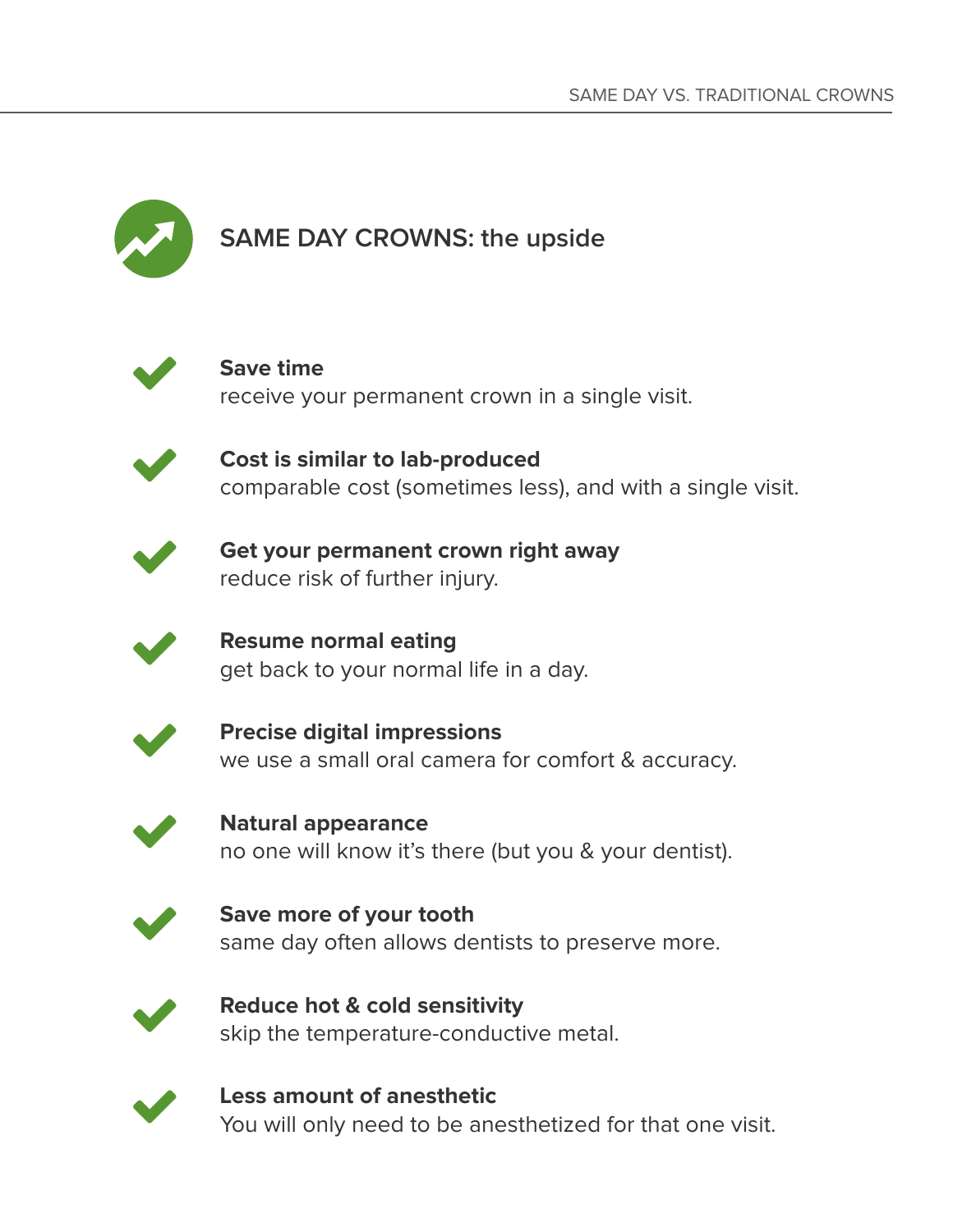## SAME DAY CROWNS: the upside

- **Save time**
  receive your permanent crown in a single visit.

- **Cost is similar to lab-produced**
  comparable cost (sometimes less), and with a single visit.

- **Get your permanent crown right away**
  reduce risk of further injury.

- **Resume normal eating**
  get back to your normal life in a day.

- **Precise digital impressions**
  we use a small oral camera for comfort & accuracy.

- **Natural appearance**
  no one will know it's there (but you & your dentist).

- **Save more of your tooth**
  same day often allows dentists to preserve more.

- **Reduce hot & cold sensitivity**
  skip the temperature-conductive metal.

- **Less amount of anesthetic**
  You will only need to be anesthetized for that one visit.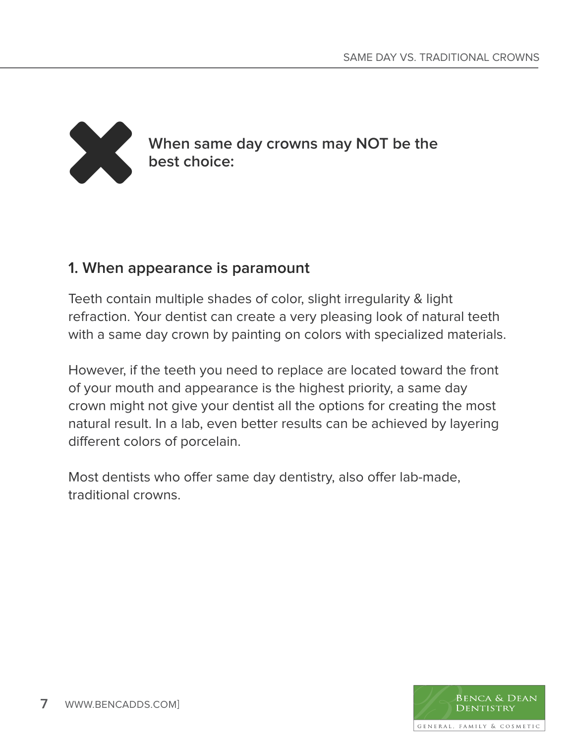## When same day crowns may **NOT** be the best choice:

### 1. When appearance is paramount

Teeth contain multiple shades of color, slight irregularity & light refraction. Your dentist can create a very pleasing look of natural teeth with a same day crown by painting on colors with specialized materials.

However, if the teeth you need to replace are located toward the front of your mouth and appearance is the highest priority, a same day crown might not give your dentist all the options for creating the most natural result. In a lab, even better results can be achieved by layering different colors of porcelain.

Most dentists who offer same day dentistry, also offer lab-made, traditional crowns.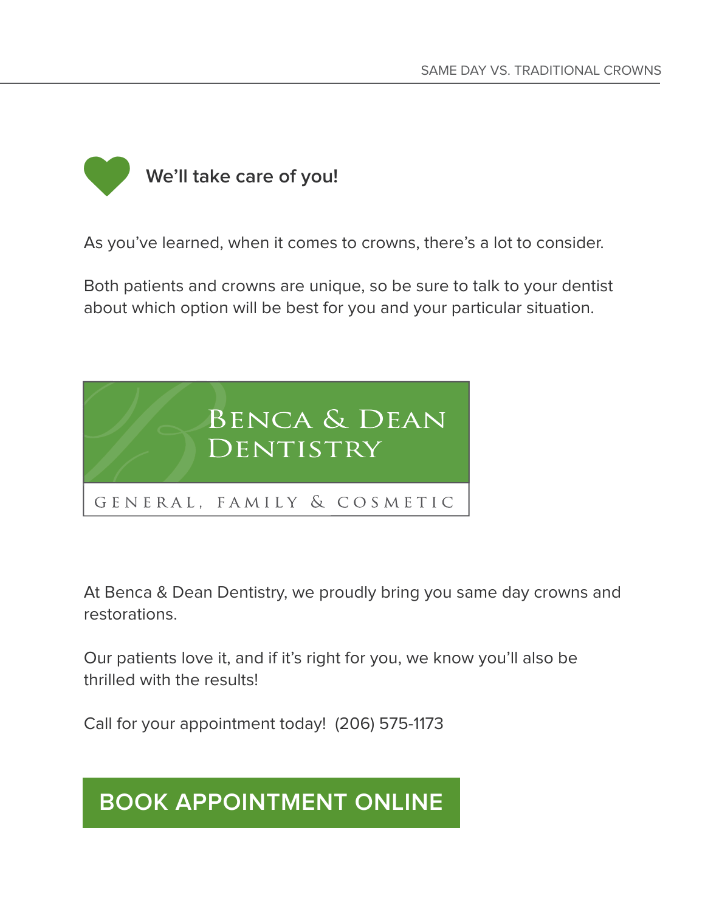## We'll take care of you!

As you've learned, when it comes to crowns, there's a lot to consider.

Both patients and crowns are unique, so be sure to talk to your dentist about which option will be best for you and your particular situation.

Benca & Dean Dentistry

GENERAL, FAMILY & COSMETIC

At Benca & Dean Dentistry, we proudly bring you same day crowns and restorations.

Our patients love it, and if it's right for you, we know you'll also be thrilled with the results!

Call for your appointment today! (206) 575-1173

**BOOK APPOINTMENT ONLINE**